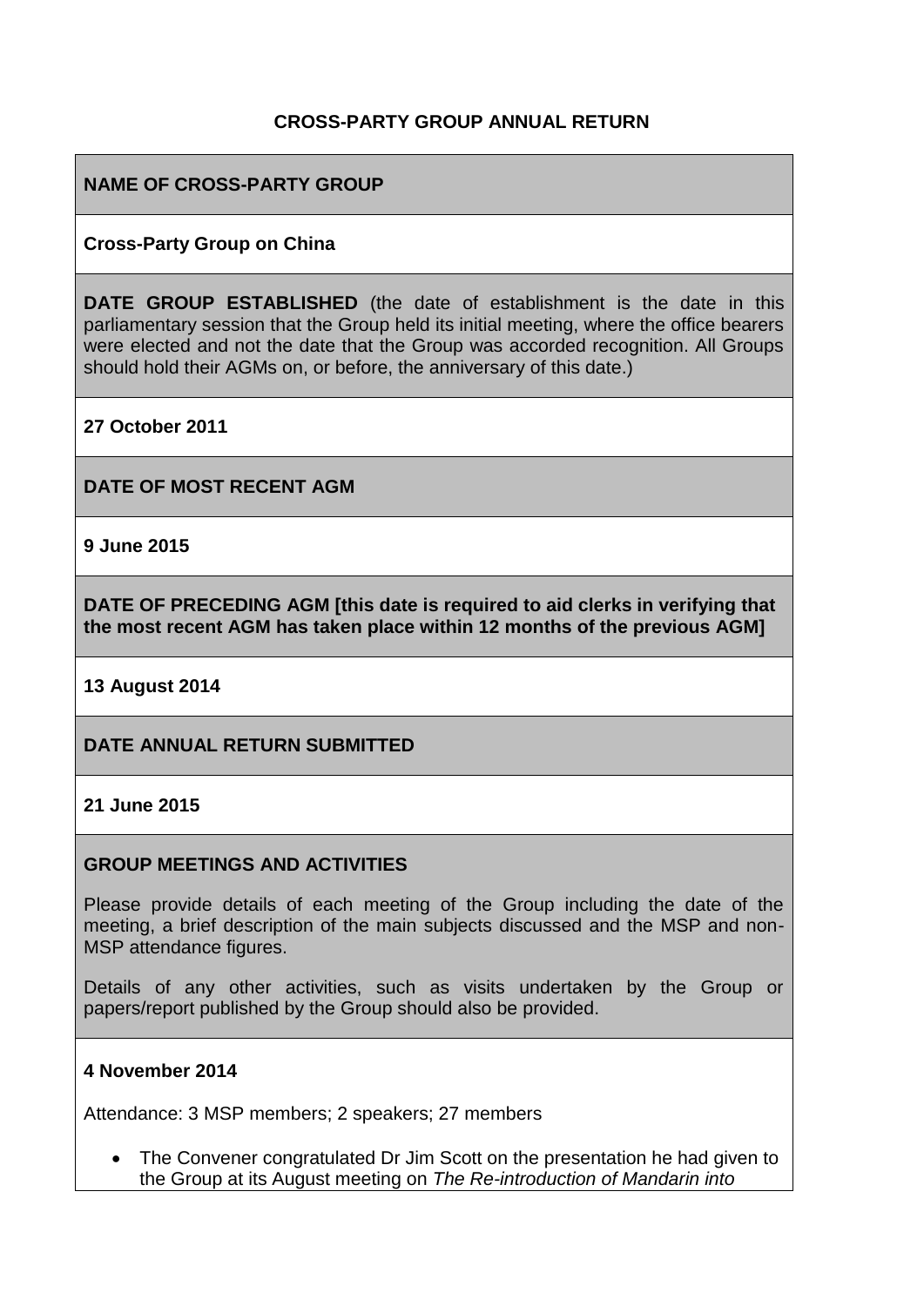# CROSS-PARTY GROUP ANNUAL RETURN

**NAME OF CROSS-PARTY GROUP**

**Cross-Party Group on China**

**DATE GROUP ESTABLISHED** (the date of establishment is the date in this parliamentary session that the Group held its initial meeting, where the office bearers were elected and not the date that the Group was accorded recognition. All Groups should hold their AGMs on, or before, the anniversary of this date.)

**27 October 2011**

**DATE OF MOST RECENT AGM**

**9 June 2015**

**DATE OF PRECEDING AGM [this date is required to aid clerks in verifying that the most recent AGM has taken place within 12 months of the previous AGM]**

**13 August 2014**

**DATE ANNUAL RETURN SUBMITTED**

**21 June 2015**

**GROUP MEETINGS AND ACTIVITIES**

Please provide details of each meeting of the Group including the date of the meeting, a brief description of the main subjects discussed and the MSP and non-MSP attendance figures.

Details of any other activities, such as visits undertaken by the Group or papers/report published by the Group should also be provided.

**4 November 2014**

Attendance: 3 MSP members; 2 speakers; 27 members

- The Convener congratulated Dr Jim Scott on the presentation he had given to the Group at its August meeting on *The Re-introduction of Mandarin into*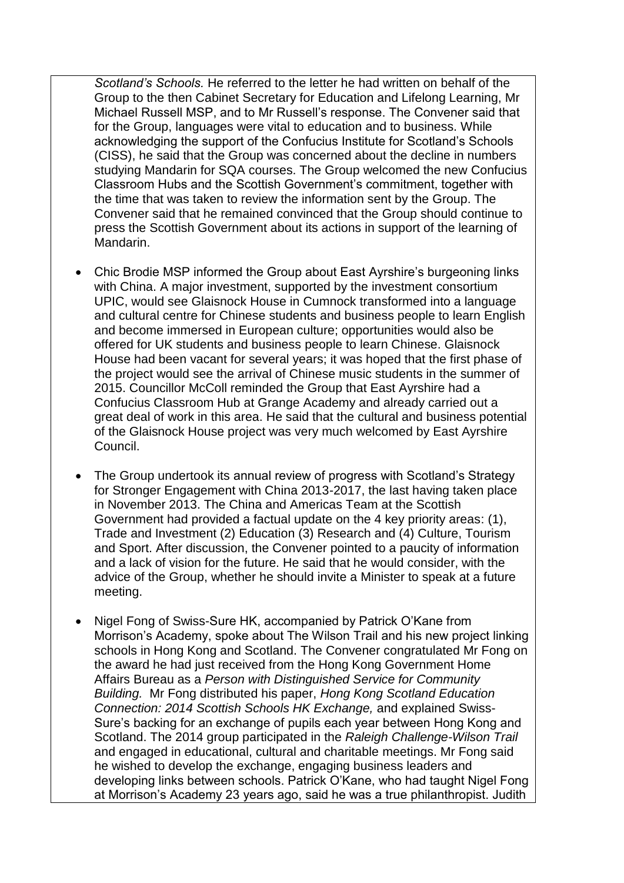*Scotland's Schools.* He referred to the letter he had written on behalf of the Group to the then Cabinet Secretary for Education and Lifelong Learning, Mr Michael Russell MSP, and to Mr Russell's response. The Convener said that for the Group, languages were vital to education and to business. While acknowledging the support of the Confucius Institute for Scotland's Schools (CISS), he said that the Group was concerned about the decline in numbers studying Mandarin for SQA courses. The Group welcomed the new Confucius Classroom Hubs and the Scottish Government's commitment, together with the time that was taken to review the information sent by the Group. The Convener said that he remained convinced that the Group should continue to press the Scottish Government about its actions in support of the learning of Mandarin.

- Chic Brodie MSP informed the Group about East Ayrshire's burgeoning links with China. A major investment, supported by the investment consortium UPIC, would see Glaisnock House in Cumnock transformed into a language and cultural centre for Chinese students and business people to learn English and become immersed in European culture; opportunities would also be offered for UK students and business people to learn Chinese. Glaisnock House had been vacant for several years; it was hoped that the first phase of the project would see the arrival of Chinese music students in the summer of 2015. Councillor McColl reminded the Group that East Ayrshire had a Confucius Classroom Hub at Grange Academy and already carried out a great deal of work in this area. He said that the cultural and business potential of the Glaisnock House project was very much welcomed by East Ayrshire Council.

- The Group undertook its annual review of progress with Scotland's Strategy for Stronger Engagement with China 2013-2017, the last having taken place in November 2013. The China and Americas Team at the Scottish Government had provided a factual update on the 4 key priority areas: (1), Trade and Investment (2) Education (3) Research and (4) Culture, Tourism and Sport. After discussion, the Convener pointed to a paucity of information and a lack of vision for the future. He said that he would consider, with the advice of the Group, whether he should invite a Minister to speak at a future meeting.

- Nigel Fong of Swiss-Sure HK, accompanied by Patrick O'Kane from Morrison's Academy, spoke about The Wilson Trail and his new project linking schools in Hong Kong and Scotland. The Convener congratulated Mr Fong on the award he had just received from the Hong Kong Government Home Affairs Bureau as a *Person with Distinguished Service for Community Building.* Mr Fong distributed his paper, *Hong Kong Scotland Education Connection: 2014 Scottish Schools HK Exchange,* and explained Swiss-Sure's backing for an exchange of pupils each year between Hong Kong and Scotland. The 2014 group participated in the *Raleigh Challenge-Wilson Trail* and engaged in educational, cultural and charitable meetings. Mr Fong said he wished to develop the exchange, engaging business leaders and developing links between schools. Patrick O'Kane, who had taught Nigel Fong at Morrison's Academy 23 years ago, said he was a true philanthropist. Judith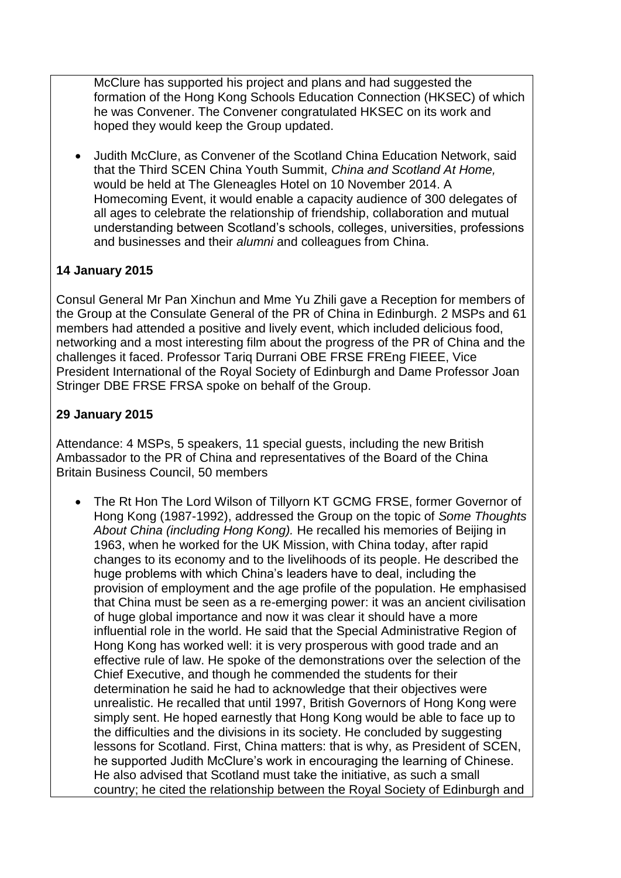McClure has supported his project and plans and had suggested the formation of the Hong Kong Schools Education Connection (HKSEC) of which he was Convener. The Convener congratulated HKSEC on its work and hoped they would keep the Group updated.

- Judith McClure, as Convener of the Scotland China Education Network, said that the Third SCEN China Youth Summit, *China and Scotland At Home,* would be held at The Gleneagles Hotel on 10 November 2014. A Homecoming Event, it would enable a capacity audience of 300 delegates of all ages to celebrate the relationship of friendship, collaboration and mutual understanding between Scotland's schools, colleges, universities, professions and businesses and their *alumni* and colleagues from China.

**14 January 2015**

Consul General Mr Pan Xinchun and Mme Yu Zhili gave a Reception for members of the Group at the Consulate General of the PR of China in Edinburgh. 2 MSPs and 61 members had attended a positive and lively event, which included delicious food, networking and a most interesting film about the progress of the PR of China and the challenges it faced. Professor Tariq Durrani OBE FRSE FREng FIEEE, Vice President International of the Royal Society of Edinburgh and Dame Professor Joan Stringer DBE FRSE FRSA spoke on behalf of the Group.

**29 January 2015**

Attendance: 4 MSPs, 5 speakers, 11 special guests, including the new British Ambassador to the PR of China and representatives of the Board of the China Britain Business Council, 50 members

- The Rt Hon The Lord Wilson of Tillyorn KT GCMG FRSE, former Governor of Hong Kong (1987-1992), addressed the Group on the topic of *Some Thoughts About China (including Hong Kong).* He recalled his memories of Beijing in 1963, when he worked for the UK Mission, with China today, after rapid changes to its economy and to the livelihoods of its people. He described the huge problems with which China's leaders have to deal, including the provision of employment and the age profile of the population. He emphasised that China must be seen as a re-emerging power: it was an ancient civilisation of huge global importance and now it was clear it should have a more influential role in the world. He said that the Special Administrative Region of Hong Kong has worked well: it is very prosperous with good trade and an effective rule of law. He spoke of the demonstrations over the selection of the Chief Executive, and though he commended the students for their determination he said he had to acknowledge that their objectives were unrealistic. He recalled that until 1997, British Governors of Hong Kong were simply sent. He hoped earnestly that Hong Kong would be able to face up to the difficulties and the divisions in its society. He concluded by suggesting lessons for Scotland. First, China matters: that is why, as President of SCEN, he supported Judith McClure's work in encouraging the learning of Chinese. He also advised that Scotland must take the initiative, as such a small country; he cited the relationship between the Royal Society of Edinburgh and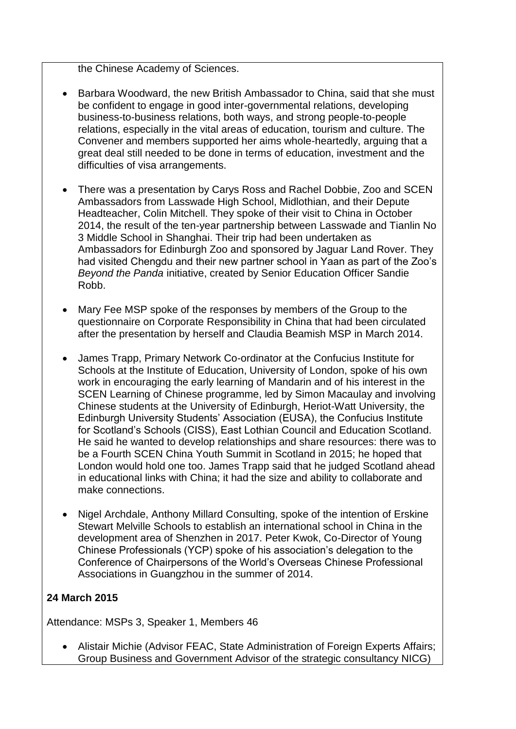the Chinese Academy of Sciences.

- Barbara Woodward, the new British Ambassador to China, said that she must be confident to engage in good inter-governmental relations, developing business-to-business relations, both ways, and strong people-to-people relations, especially in the vital areas of education, tourism and culture. The Convener and members supported her aims whole-heartedly, arguing that a great deal still needed to be done in terms of education, investment and the difficulties of visa arrangements.

- There was a presentation by Carys Ross and Rachel Dobbie, Zoo and SCEN Ambassadors from Lasswade High School, Midlothian, and their Depute Headteacher, Colin Mitchell. They spoke of their visit to China in October 2014, the result of the ten-year partnership between Lasswade and Tianlin No 3 Middle School in Shanghai. Their trip had been undertaken as Ambassadors for Edinburgh Zoo and sponsored by Jaguar Land Rover. They had visited Chengdu and their new partner school in Yaan as part of the Zoo's *Beyond the Panda* initiative, created by Senior Education Officer Sandie Robb.

- Mary Fee MSP spoke of the responses by members of the Group to the questionnaire on Corporate Responsibility in China that had been circulated after the presentation by herself and Claudia Beamish MSP in March 2014.

- James Trapp, Primary Network Co-ordinator at the Confucius Institute for Schools at the Institute of Education, University of London, spoke of his own work in encouraging the early learning of Mandarin and of his interest in the SCEN Learning of Chinese programme, led by Simon Macaulay and involving Chinese students at the University of Edinburgh, Heriot-Watt University, the Edinburgh University Students' Association (EUSA), the Confucius Institute for Scotland's Schools (CISS), East Lothian Council and Education Scotland. He said he wanted to develop relationships and share resources: there was to be a Fourth SCEN China Youth Summit in Scotland in 2015; he hoped that London would hold one too. James Trapp said that he judged Scotland ahead in educational links with China; it had the size and ability to collaborate and make connections.

- Nigel Archdale, Anthony Millard Consulting, spoke of the intention of Erskine Stewart Melville Schools to establish an international school in China in the development area of Shenzhen in 2017. Peter Kwok, Co-Director of Young Chinese Professionals (YCP) spoke of his association's delegation to the Conference of Chairpersons of the World's Overseas Chinese Professional Associations in Guangzhou in the summer of 2014.

**24 March 2015**

Attendance: MSPs 3, Speaker 1, Members 46

- Alistair Michie (Advisor FEAC, State Administration of Foreign Experts Affairs; Group Business and Government Advisor of the strategic consultancy NICG)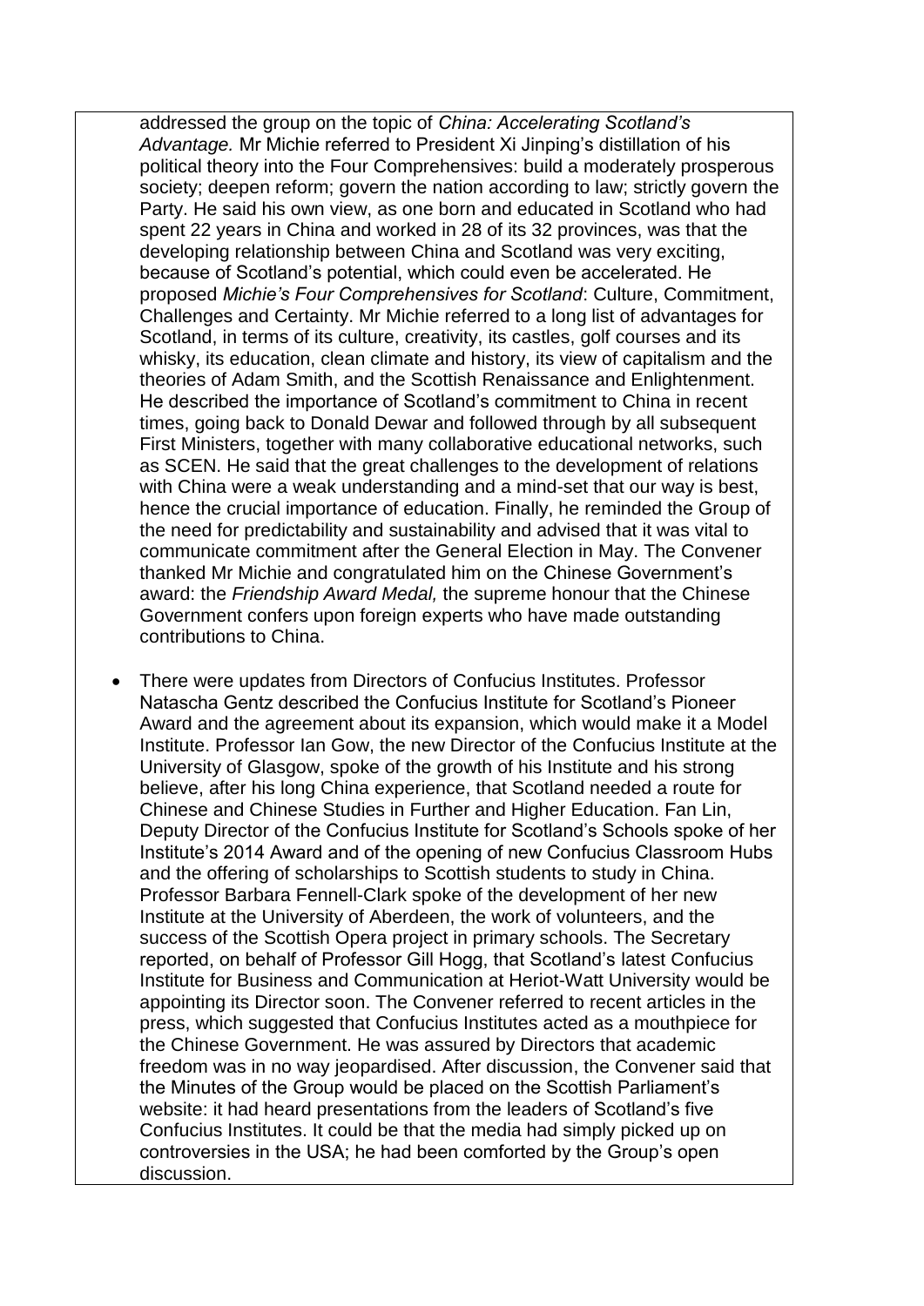addressed the group on the topic of *China: Accelerating Scotland's Advantage.* Mr Michie referred to President Xi Jinping's distillation of his political theory into the Four Comprehensives: build a moderately prosperous society; deepen reform; govern the nation according to law; strictly govern the Party. He said his own view, as one born and educated in Scotland who had spent 22 years in China and worked in 28 of its 32 provinces, was that the developing relationship between China and Scotland was very exciting, because of Scotland's potential, which could even be accelerated. He proposed *Michie's Four Comprehensives for Scotland*: Culture, Commitment, Challenges and Certainty. Mr Michie referred to a long list of advantages for Scotland, in terms of its culture, creativity, its castles, golf courses and its whisky, its education, clean climate and history, its view of capitalism and the theories of Adam Smith, and the Scottish Renaissance and Enlightenment. He described the importance of Scotland's commitment to China in recent times, going back to Donald Dewar and followed through by all subsequent First Ministers, together with many collaborative educational networks, such as SCEN. He said that the great challenges to the development of relations with China were a weak understanding and a mind-set that our way is best, hence the crucial importance of education. Finally, he reminded the Group of the need for predictability and sustainability and advised that it was vital to communicate commitment after the General Election in May. The Convener thanked Mr Michie and congratulated him on the Chinese Government's award: the *Friendship Award Medal,* the supreme honour that the Chinese Government confers upon foreign experts who have made outstanding contributions to China.

- There were updates from Directors of Confucius Institutes. Professor Natascha Gentz described the Confucius Institute for Scotland's Pioneer Award and the agreement about its expansion, which would make it a Model Institute. Professor Ian Gow, the new Director of the Confucius Institute at the University of Glasgow, spoke of the growth of his Institute and his strong believe, after his long China experience, that Scotland needed a route for Chinese and Chinese Studies in Further and Higher Education. Fan Lin, Deputy Director of the Confucius Institute for Scotland's Schools spoke of her Institute's 2014 Award and of the opening of new Confucius Classroom Hubs and the offering of scholarships to Scottish students to study in China. Professor Barbara Fennell-Clark spoke of the development of her new Institute at the University of Aberdeen, the work of volunteers, and the success of the Scottish Opera project in primary schools. The Secretary reported, on behalf of Professor Gill Hogg, that Scotland's latest Confucius Institute for Business and Communication at Heriot-Watt University would be appointing its Director soon. The Convener referred to recent articles in the press, which suggested that Confucius Institutes acted as a mouthpiece for the Chinese Government. He was assured by Directors that academic freedom was in no way jeopardised. After discussion, the Convener said that the Minutes of the Group would be placed on the Scottish Parliament's website: it had heard presentations from the leaders of Scotland's five Confucius Institutes. It could be that the media had simply picked up on controversies in the USA; he had been comforted by the Group's open discussion.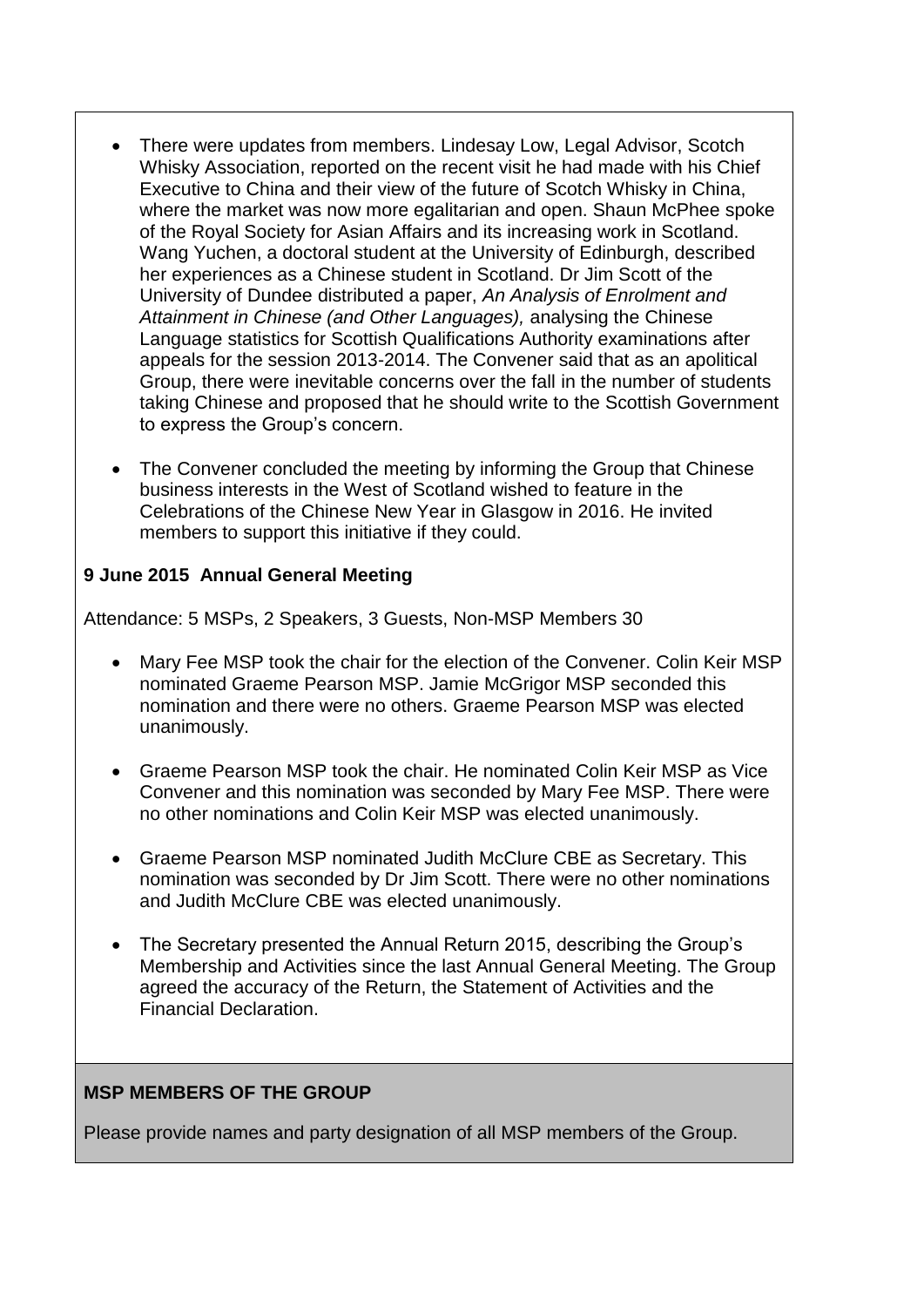- There were updates from members. Lindesay Low, Legal Advisor, Scotch Whisky Association, reported on the recent visit he had made with his Chief Executive to China and their view of the future of Scotch Whisky in China, where the market was now more egalitarian and open. Shaun McPhee spoke of the Royal Society for Asian Affairs and its increasing work in Scotland. Wang Yuchen, a doctoral student at the University of Edinburgh, described her experiences as a Chinese student in Scotland. Dr Jim Scott of the University of Dundee distributed a paper, *An Analysis of Enrolment and Attainment in Chinese (and Other Languages),* analysing the Chinese Language statistics for Scottish Qualifications Authority examinations after appeals for the session 2013-2014. The Convener said that as an apolitical Group, there were inevitable concerns over the fall in the number of students taking Chinese and proposed that he should write to the Scottish Government to express the Group's concern.

- The Convener concluded the meeting by informing the Group that Chinese business interests in the West of Scotland wished to feature in the Celebrations of the Chinese New Year in Glasgow in 2016. He invited members to support this initiative if they could.

**9 June 2015 Annual General Meeting**

Attendance: 5 MSPs, 2 Speakers, 3 Guests, Non-MSP Members 30

- Mary Fee MSP took the chair for the election of the Convener. Colin Keir MSP nominated Graeme Pearson MSP. Jamie McGrigor MSP seconded this nomination and there were no others. Graeme Pearson MSP was elected unanimously.

- Graeme Pearson MSP took the chair. He nominated Colin Keir MSP as Vice Convener and this nomination was seconded by Mary Fee MSP. There were no other nominations and Colin Keir MSP was elected unanimously.

- Graeme Pearson MSP nominated Judith McClure CBE as Secretary. This nomination was seconded by Dr Jim Scott. There were no other nominations and Judith McClure CBE was elected unanimously.

- The Secretary presented the Annual Return 2015, describing the Group's Membership and Activities since the last Annual General Meeting. The Group agreed the accuracy of the Return, the Statement of Activities and the Financial Declaration.

**MSP MEMBERS OF THE GROUP**

Please provide names and party designation of all MSP members of the Group.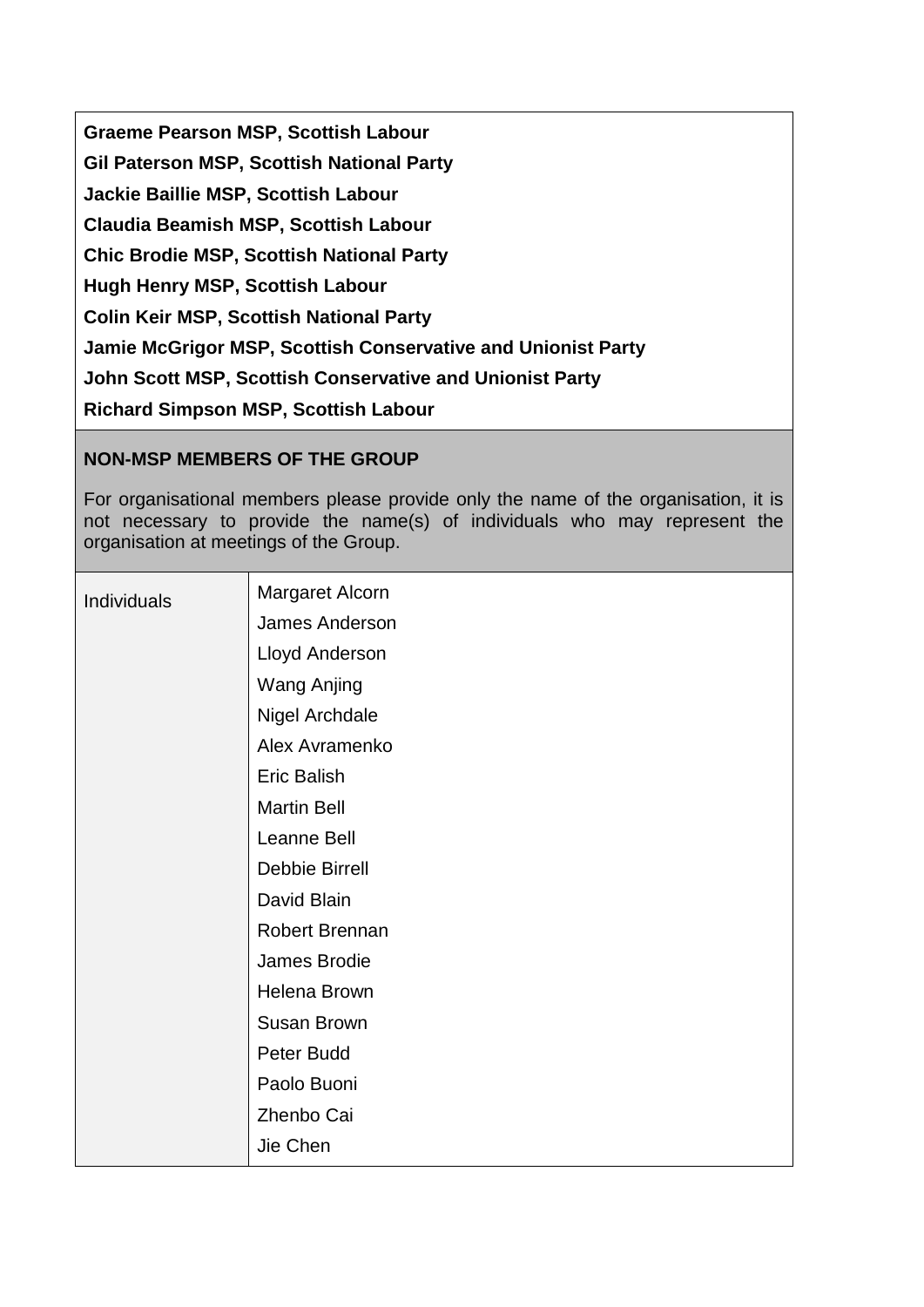**Graeme Pearson MSP, Scottish Labour**

**Gil Paterson MSP, Scottish National Party**

**Jackie Baillie MSP, Scottish Labour**

**Claudia Beamish MSP, Scottish Labour**

**Chic Brodie MSP, Scottish National Party**

**Hugh Henry MSP, Scottish Labour**

**Colin Keir MSP, Scottish National Party**

**Jamie McGrigor MSP, Scottish Conservative and Unionist Party**

**John Scott MSP, Scottish Conservative and Unionist Party**

**Richard Simpson MSP, Scottish Labour**

**NON-MSP MEMBERS OF THE GROUP**

For organisational members please provide only the name of the organisation, it is not necessary to provide the name(s) of individuals who may represent the organisation at meetings of the Group.

| Individuals | Margaret Alcorn |
|---|---|
| | James Anderson |
| | Lloyd Anderson |
| | Wang Anjing |
| | Nigel Archdale |
| | Alex Avramenko |
| | Eric Balish |
| | Martin Bell |
| | Leanne Bell |
| | Debbie Birrell |
| | David Blain |
| | Robert Brennan |
| | James Brodie |
| | Helena Brown |
| | Susan Brown |
| | Peter Budd |
| | Paolo Buoni |
| | Zhenbo Cai |
| | Jie Chen |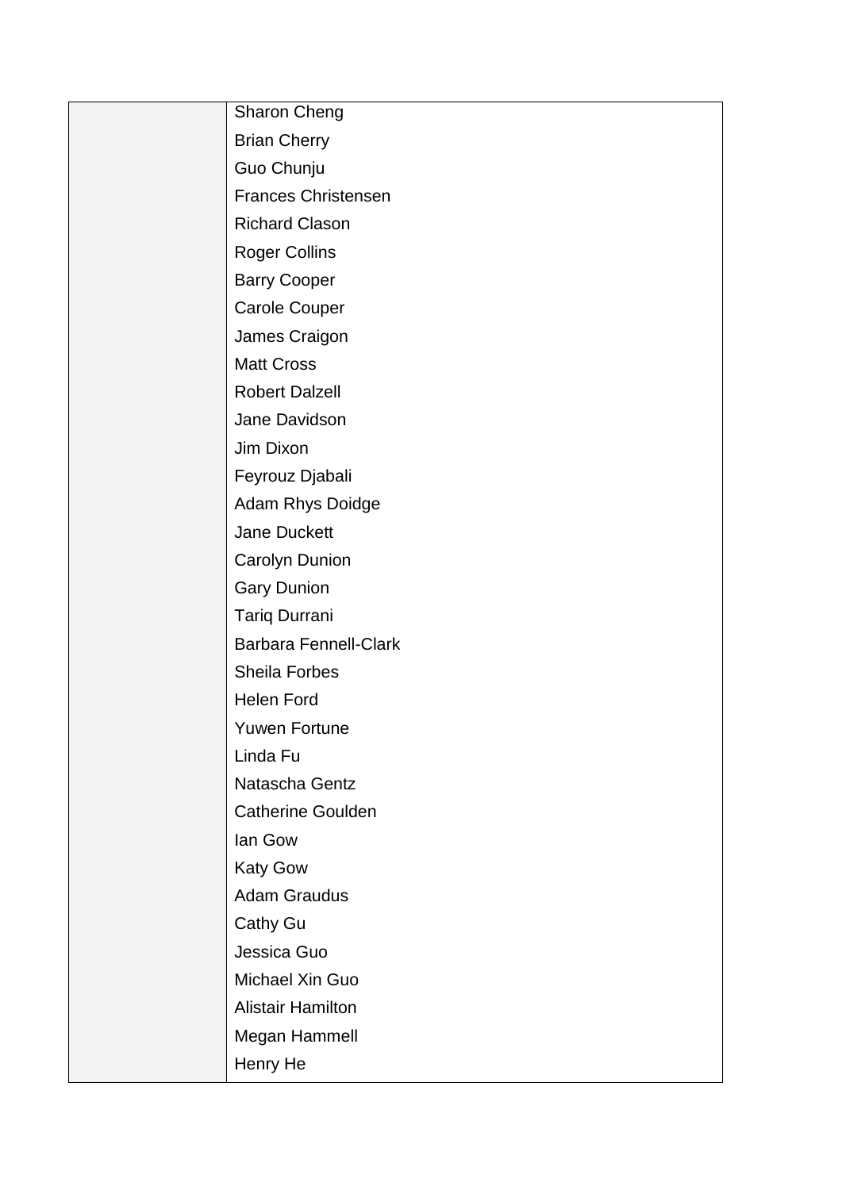| | |
|---|---|
| | Sharon Cheng |
| | Brian Cherry |
| | Guo Chunju |
| | Frances Christensen |
| | Richard Clason |
| | Roger Collins |
| | Barry Cooper |
| | Carole Couper |
| | James Craigon |
| | Matt Cross |
| | Robert Dalzell |
| | Jane Davidson |
| | Jim Dixon |
| | Feyrouz Djabali |
| | Adam Rhys Doidge |
| | Jane Duckett |
| | Carolyn Dunion |
| | Gary Dunion |
| | Tariq Durrani |
| | Barbara Fennell-Clark |
| | Sheila Forbes |
| | Helen Ford |
| | Yuwen Fortune |
| | Linda Fu |
| | Natascha Gentz |
| | Catherine Goulden |
| | Ian Gow |
| | Katy Gow |
| | Adam Graudus |
| | Cathy Gu |
| | Jessica Guo |
| | Michael Xin Guo |
| | Alistair Hamilton |
| | Megan Hammell |
| | Henry He |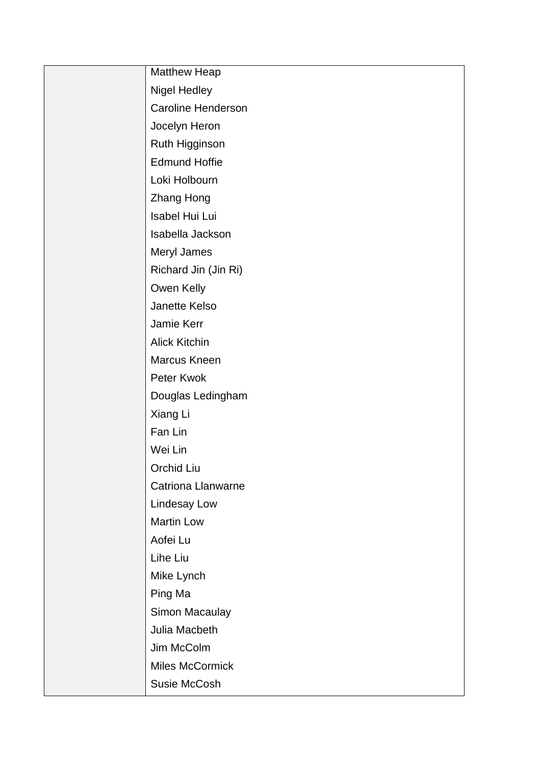|  |  |
|---|---|
|  | Matthew Heap<br>Nigel Hedley<br>Caroline Henderson<br>Jocelyn Heron<br>Ruth Higginson<br>Edmund Hoffie<br>Loki Holbourn<br>Zhang Hong<br>Isabel Hui Lui<br>Isabella Jackson<br>Meryl James<br>Richard Jin (Jin Ri)<br>Owen Kelly<br>Janette Kelso<br>Jamie Kerr<br>Alick Kitchin<br>Marcus Kneen<br>Peter Kwok<br>Douglas Ledingham<br>Xiang Li<br>Fan Lin<br>Wei Lin<br>Orchid Liu<br>Catriona Llanwarne<br>Lindesay Low<br>Martin Low<br>Aofei Lu<br>Lihe Liu<br>Mike Lynch<br>Ping Ma<br>Simon Macaulay<br>Julia Macbeth<br>Jim McColm<br>Miles McCormick<br>Susie McCosh |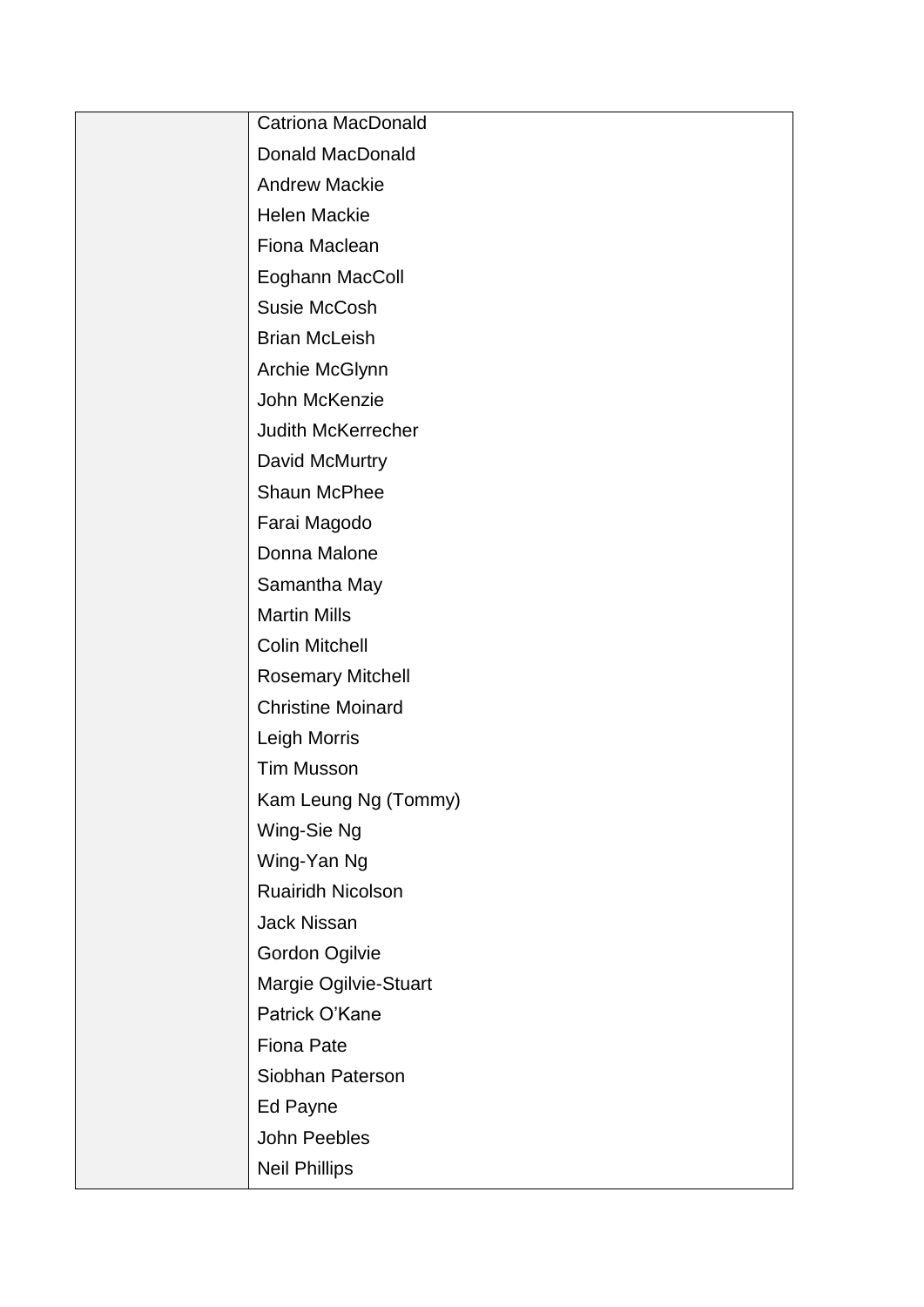| | |
|---|---|
| | Catriona MacDonald<br>Donald MacDonald<br>Andrew Mackie<br>Helen Mackie<br>Fiona Maclean<br>Eoghann MacColl<br>Susie McCosh<br>Brian McLeish<br>Archie McGlynn<br>John McKenzie<br>Judith McKerrecher<br>David McMurtry<br>Shaun McPhee<br>Farai Magodo<br>Donna Malone<br>Samantha May<br>Martin Mills<br>Colin Mitchell<br>Rosemary Mitchell<br>Christine Moinard<br>Leigh Morris<br>Tim Musson<br>Kam Leung Ng (Tommy)<br>Wing-Sie Ng<br>Wing-Yan Ng<br>Ruairidh Nicolson<br>Jack Nissan<br>Gordon Ogilvie<br>Margie Ogilvie-Stuart<br>Patrick O'Kane<br>Fiona Pate<br>Siobhan Paterson<br>Ed Payne<br>John Peebles<br>Neil Phillips |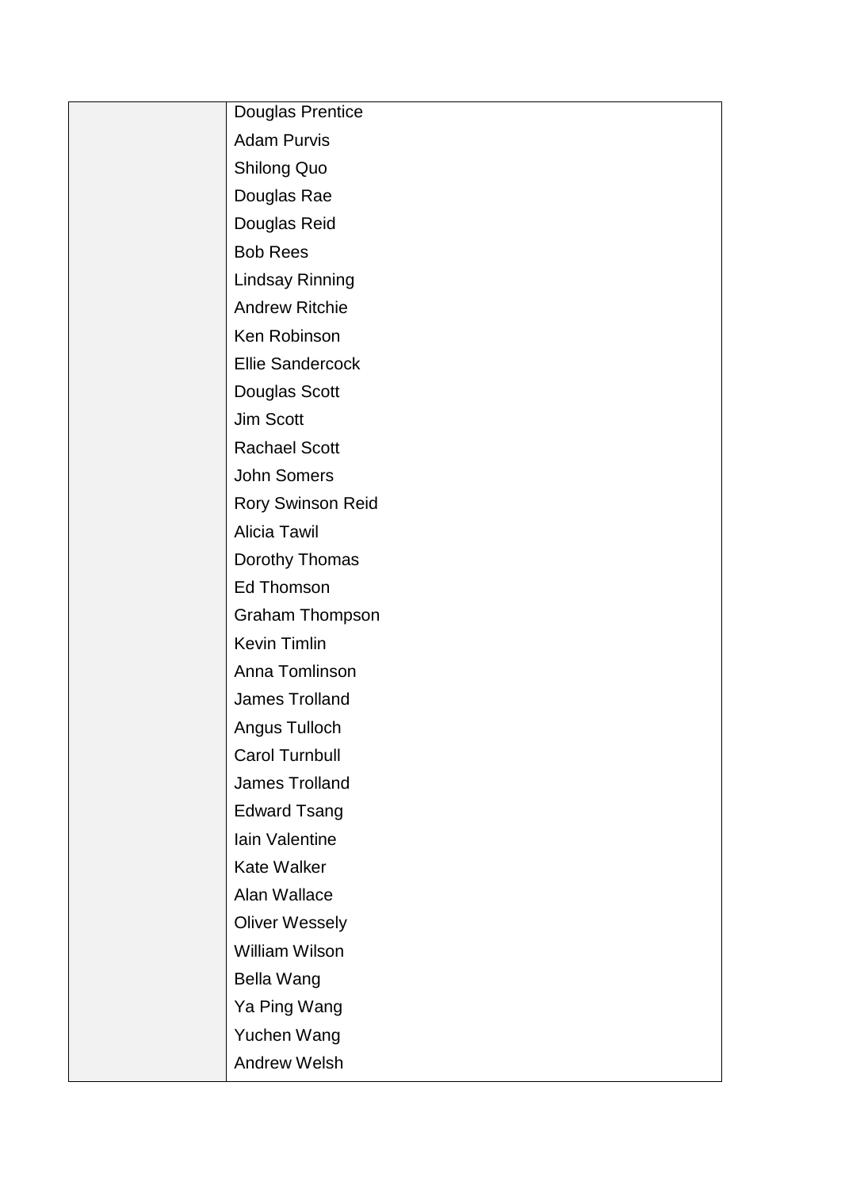| | |
|---|---|
| | Douglas Prentice<br>Adam Purvis<br>Shilong Quo<br>Douglas Rae<br>Douglas Reid<br>Bob Rees<br>Lindsay Rinning<br>Andrew Ritchie<br>Ken Robinson<br>Ellie Sandercock<br>Douglas Scott<br>Jim Scott<br>Rachael Scott<br>John Somers<br>Rory Swinson Reid<br>Alicia Tawil<br>Dorothy Thomas<br>Ed Thomson<br>Graham Thompson<br>Kevin Timlin<br>Anna Tomlinson<br>James Trolland<br>Angus Tulloch<br>Carol Turnbull<br>James Trolland<br>Edward Tsang<br>Iain Valentine<br>Kate Walker<br>Alan Wallace<br>Oliver Wessely<br>William Wilson<br>Bella Wang<br>Ya Ping Wang<br>Yuchen Wang<br>Andrew Welsh |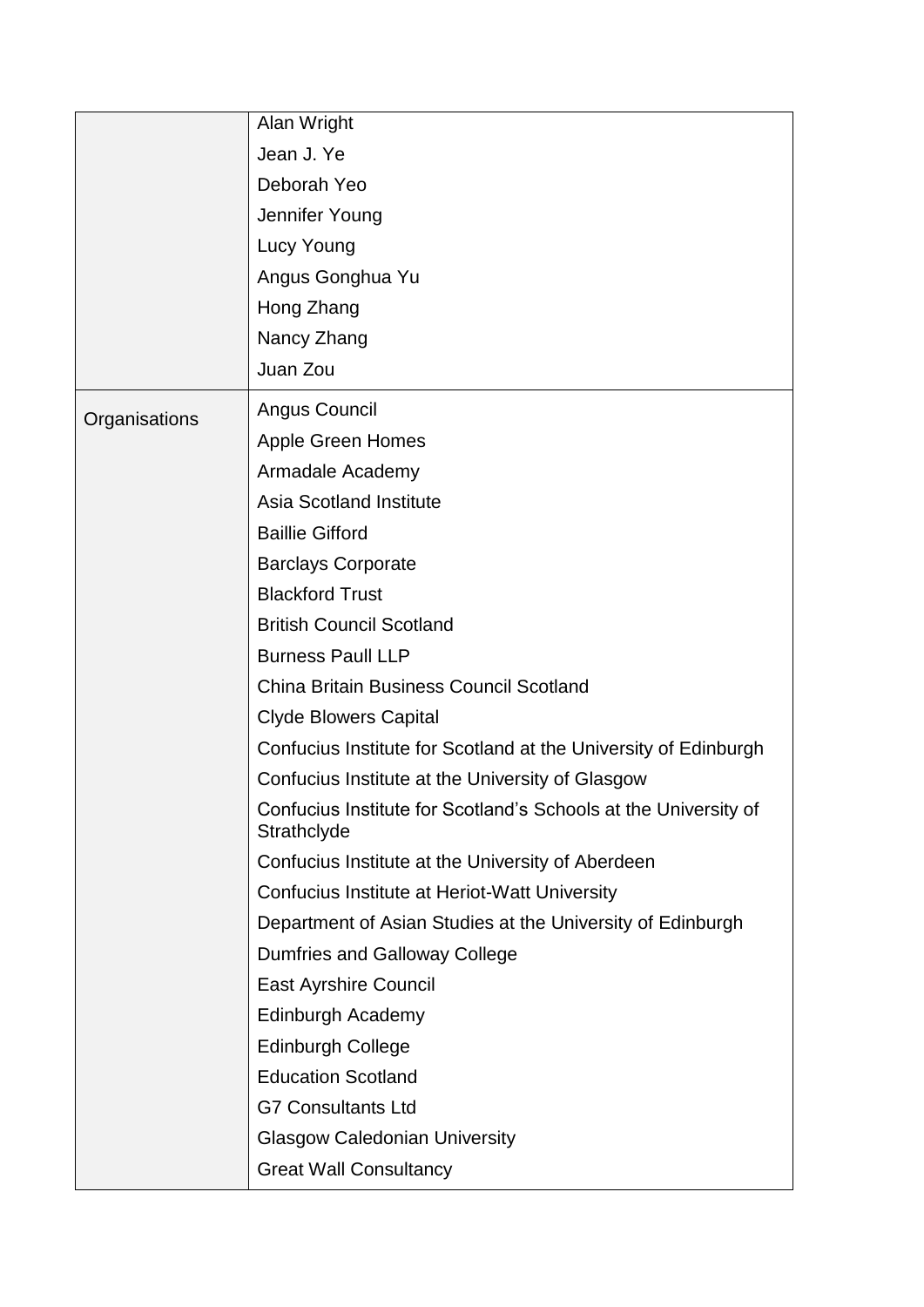| | |
|---|---|
| | Alan Wright<br>Jean J. Ye<br>Deborah Yeo<br>Jennifer Young<br>Lucy Young<br>Angus Gonghua Yu<br>Hong Zhang<br>Nancy Zhang<br>Juan Zou |
| Organisations | Angus Council<br>Apple Green Homes<br>Armadale Academy<br>Asia Scotland Institute<br>Baillie Gifford<br>Barclays Corporate<br>Blackford Trust<br>British Council Scotland<br>Burness Paull LLP<br>China Britain Business Council Scotland<br>Clyde Blowers Capital<br>Confucius Institute for Scotland at the University of Edinburgh<br>Confucius Institute at the University of Glasgow<br>Confucius Institute for Scotland's Schools at the University of Strathclyde<br>Confucius Institute at the University of Aberdeen<br>Confucius Institute at Heriot-Watt University<br>Department of Asian Studies at the University of Edinburgh<br>Dumfries and Galloway College<br>East Ayrshire Council<br>Edinburgh Academy<br>Edinburgh College<br>Education Scotland<br>G7 Consultants Ltd<br>Glasgow Caledonian University<br>Great Wall Consultancy |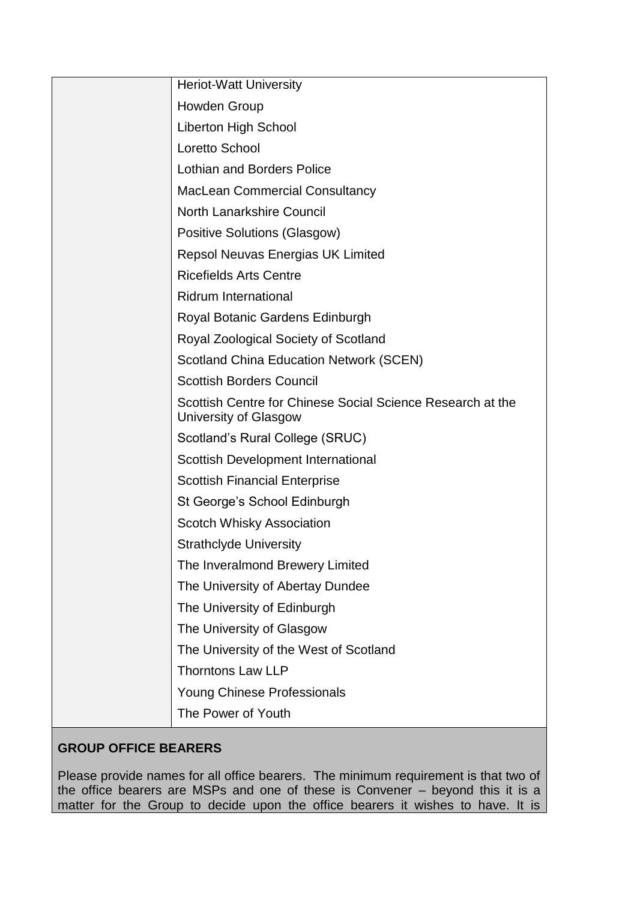| | |
|---|---|
| | Heriot-Watt University<br>Howden Group<br>Liberton High School<br>Loretto School<br>Lothian and Borders Police<br>MacLean Commercial Consultancy<br>North Lanarkshire Council<br>Positive Solutions (Glasgow)<br>Repsol Neuvas Energias UK Limited<br>Ricefields Arts Centre<br>Ridrum International<br>Royal Botanic Gardens Edinburgh<br>Royal Zoological Society of Scotland<br>Scotland China Education Network (SCEN)<br>Scottish Borders Council<br>Scottish Centre for Chinese Social Science Research at the University of Glasgow<br>Scotland's Rural College (SRUC)<br>Scottish Development International<br>Scottish Financial Enterprise<br>St George's School Edinburgh<br>Scotch Whisky Association<br>Strathclyde University<br>The Inveralmond Brewery Limited<br>The University of Abertay Dundee<br>The University of Edinburgh<br>The University of Glasgow<br>The University of the West of Scotland<br>Thorntons Law LLP<br>Young Chinese Professionals<br>The Power of Youth |

**GROUP OFFICE BEARERS**

Please provide names for all office bearers. The minimum requirement is that two of the office bearers are MSPs and one of these is Convener – beyond this it is a matter for the Group to decide upon the office bearers it wishes to have. It is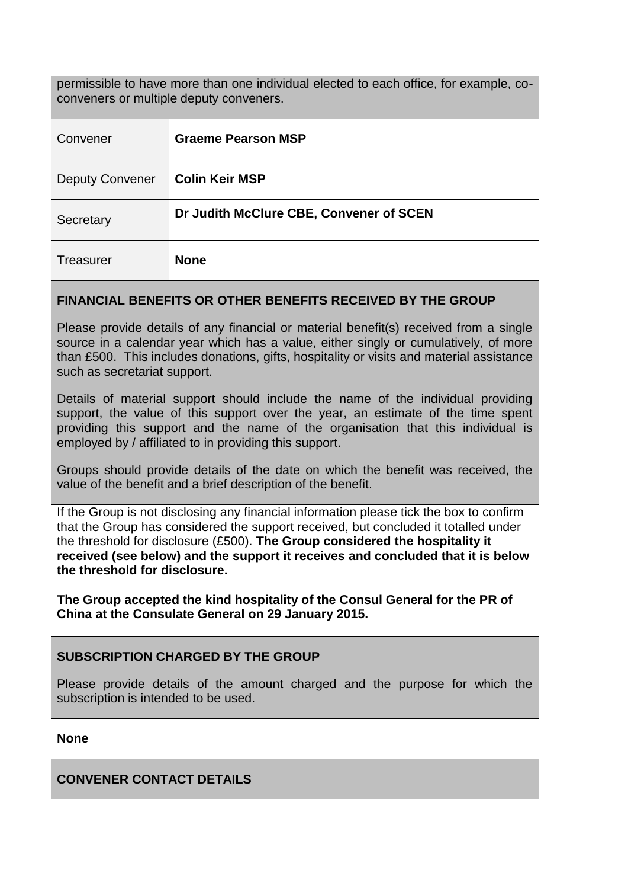permissible to have more than one individual elected to each office, for example, co-conveners or multiple deputy conveners.

| | |
|---|---|
| Convener | **Graeme Pearson MSP** |
| Deputy Convener | **Colin Keir MSP** |
| Secretary | **Dr Judith McClure CBE, Convener of SCEN** |
| Treasurer | **None** |

**FINANCIAL BENEFITS OR OTHER BENEFITS RECEIVED BY THE GROUP**

Please provide details of any financial or material benefit(s) received from a single source in a calendar year which has a value, either singly or cumulatively, of more than £500. This includes donations, gifts, hospitality or visits and material assistance such as secretariat support.

Details of material support should include the name of the individual providing support, the value of this support over the year, an estimate of the time spent providing this support and the name of the organisation that this individual is employed by / affiliated to in providing this support.

Groups should provide details of the date on which the benefit was received, the value of the benefit and a brief description of the benefit.

If the Group is not disclosing any financial information please tick the box to confirm that the Group has considered the support received, but concluded it totalled under the threshold for disclosure (£500). **The Group considered the hospitality it received (see below) and the support it receives and concluded that it is below the threshold for disclosure.**

**The Group accepted the kind hospitality of the Consul General for the PR of China at the Consulate General on 29 January 2015.**

**SUBSCRIPTION CHARGED BY THE GROUP**

Please provide details of the amount charged and the purpose for which the subscription is intended to be used.

**None**

**CONVENER CONTACT DETAILS**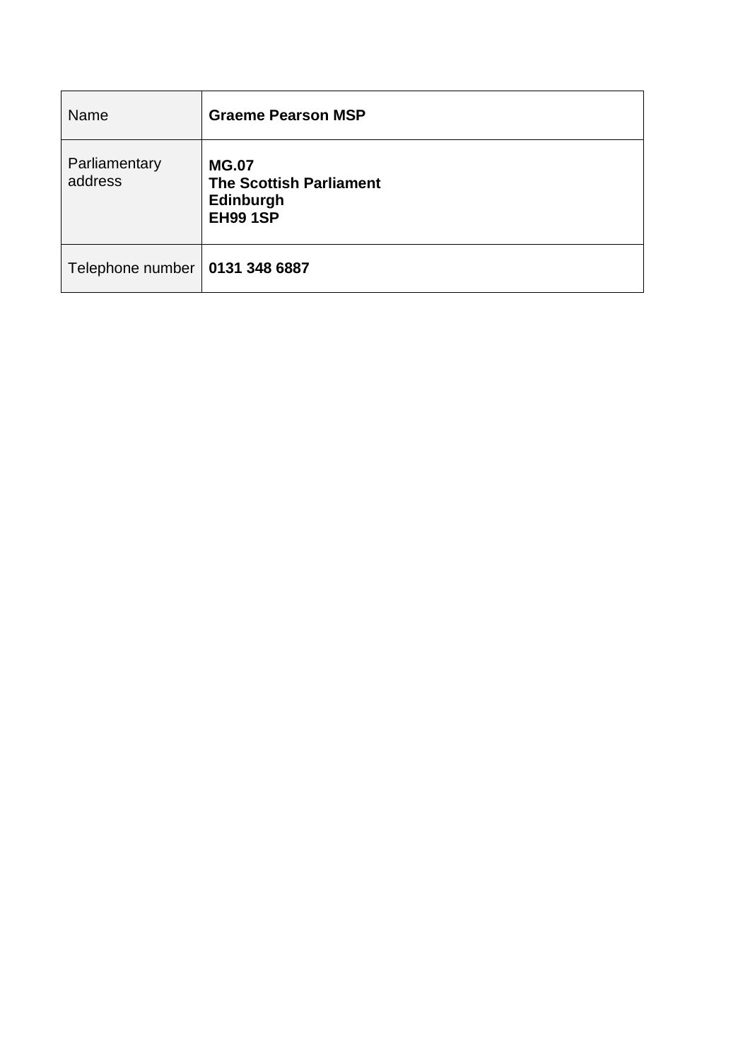| | |
|---|---|
| Name | **Graeme Pearson MSP** |
| Parliamentary address | **MG.07**<br>**The Scottish Parliament**<br>**Edinburgh**<br>**EH99 1SP** |
| Telephone number | **0131 348 6887** |